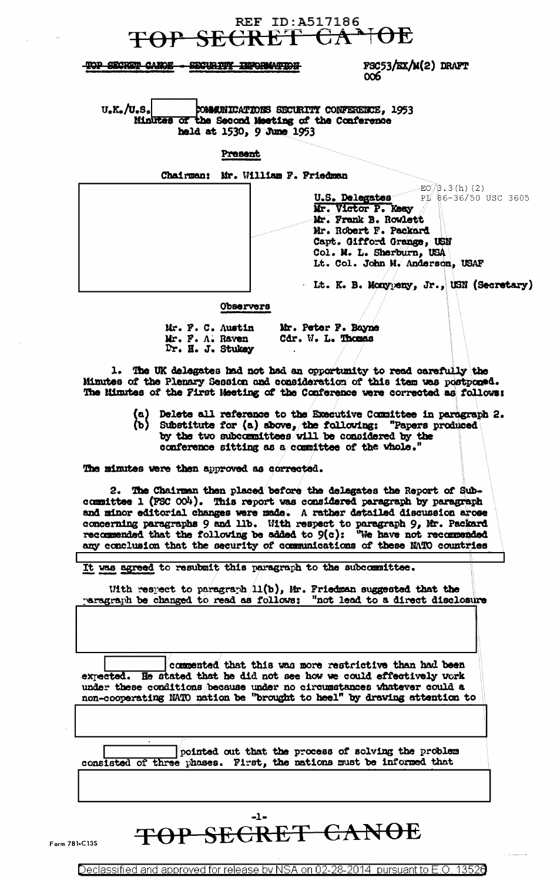TOP SECRET CANOE - SECURITY INFORMATION

FSC53/EX/M(2) DRAFT
006

U.K./U.S. COMMUNICATIONS SECURITY CONFERENCE, 1953
Minutes of the Second Meeting of the Conference
held at 1530, 9 June 1953

EO 3.3(h)(2)
PL 86-36/50 USC 3605

**Present**

Chairman: Mr. William F. Friedman

**U.S. Delegates**
Mr. Victor P. Keay
Mr. Frank B. Rowlett
Mr. Robert F. Packard
Capt. Gifford Grange, USN
Col. M. L. Sherburn, USA
Lt. Col. John M. Anderson, USAF

Lt. K. B. Monypeny, Jr., USN (Secretary)

**Observers**

Mr. F. C. Austin
Mr. F. A. Raven
Dr. H. J. Stukey
Mr. Peter F. Bayne
Cdr. W. L. Thomas

1. The UK delegates had not had an opportunity to read carefully the Minutes of the Plenary Session and consideration of this item was postponed. The Minutes of the First Meeting of the Conference were corrected as follows:

(a) Delete all reference to the Executive Committee in paragraph 2.
(b) Substitute for (a) above, the following: "Papers produced by the two subcommittees will be considered by the conference sitting as a committee of the whole."

The minutes were then approved as corrected.

2. The Chairman then placed before the delegates the Report of Subcommittee 1 (FSC 004). This report was considered paragraph by paragraph and minor editorial changes were made. A rather detailed discussion arose concerning paragraphs 9 and 11b. With respect to paragraph 9, Mr. Packard recommended that the following be added to 9(c): "We have not recommended any conclusion that the security of communications of these NATO countries

It was agreed to resubmit this paragraph to the subcommittee.

With respect to paragraph 11(b), Mr. Friedman suggested that the paragraph be changed to read as follows: "not lead to a direct disclosure

commented that this was more restrictive than had been expected. He stated that he did not see how we could effectively work under these conditions because under no circumstances whatever could a non-cooperating NATO nation be "brought to heel" by drawing attention to

pointed out that the process of solving the problem consisted of three phases. First, the nations must be informed that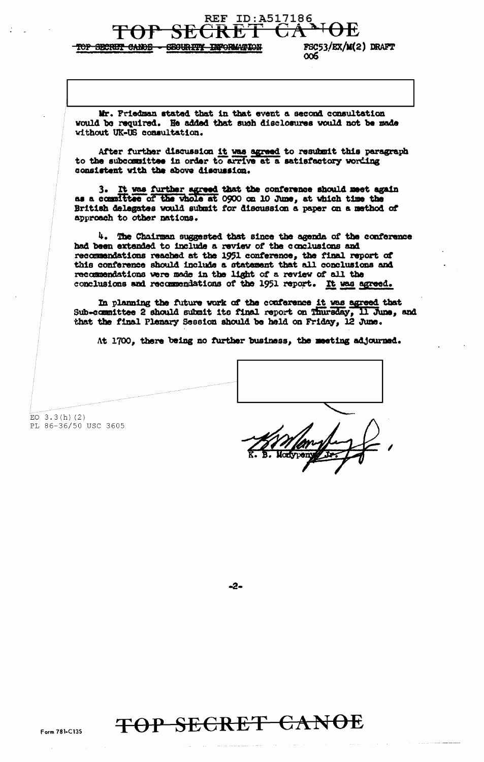REF ID:A517186

TOP SECRET CANOE

~~TOP SECRET CANOE~~ - ~~SECURITY INFORMATION~~

FSC53/EX/M(2) DRAFT
006

Mr. Friedman stated that in that event a second consultation would be required. He added that such disclosures would not be made without UK-US consultation.

After further discussion it was agreed to resubmit this paragraph to the subcommittee in order to arrive at a satisfactory wording consistent with the above discussion.

3. It was further agreed that the conference should meet again as a committee of the whole at 0900 on 10 June, at which time the British delegates would submit for discussion a paper on a method of approach to other nations.

4. The Chairman suggested that since the agenda of the conference had been extended to include a review of the conclusions and recommendations reached at the 1951 conference, the final report of this conference should include a statement that all conclusions and recommendations were made in the light of a review of all the conclusions and recommendations of the 1951 report. It was agreed.

In planning the future work of the conference it was agreed that Sub-committee 2 should submit its final report on Thursday, 11 June, and that the final Plenary Session should be held on Friday, 12 June.

At 1700, there being no further business, the meeting adjourned.

EO 3.3(h)(2)
PL 86-36/50 USC 3605

K. B. Monypeny Jr.

TOP SECRET CANOE

Form 781-C13S